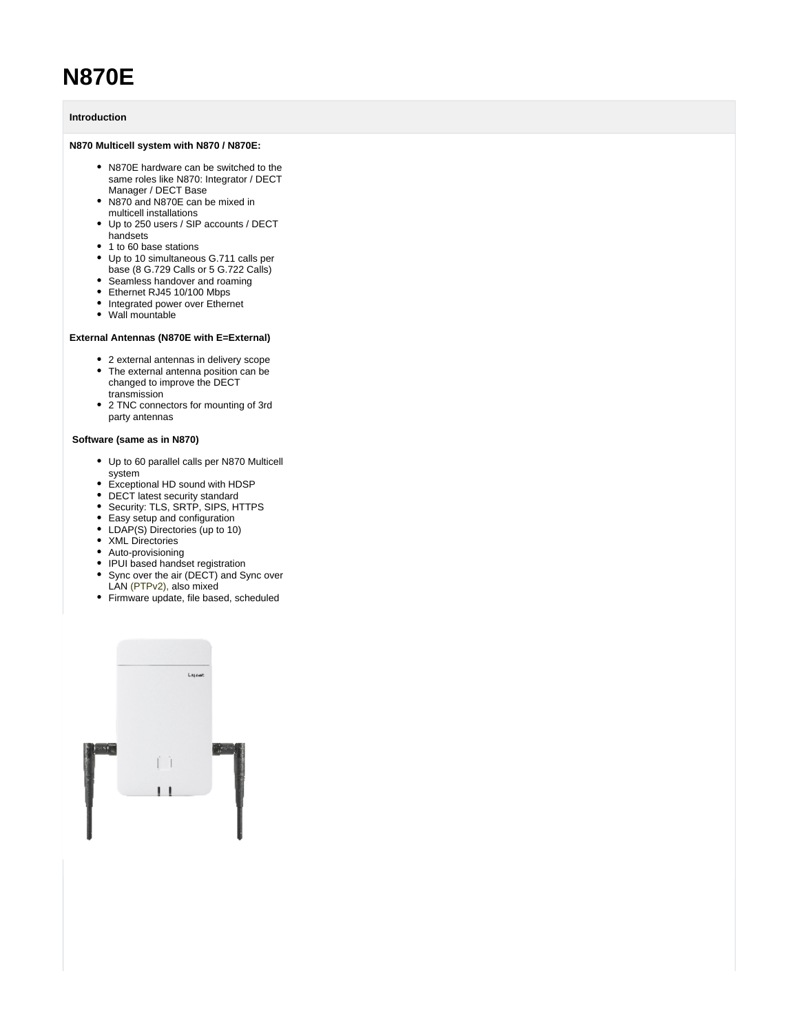# N870E

## Introduction

**N870 Multicell system with N870 / N870E:**

- N870E hardware can be switched to the same roles like N870: Integrator / DECT Manager / DECT Base
- N870 and N870E can be mixed in multicell installations
- Up to 250 users / SIP accounts / DECT handsets
- 1 to 60 base stations
- Up to 10 simultaneous G.711 calls per base (8 G.729 Calls or 5 G.722 Calls)
- Seamless handover and roaming
- Ethernet RJ45 10/100 Mbps
- Integrated power over Ethernet
- Wall mountable

**External Antennas (N870E with E=External)**

- 2 external antennas in delivery scope
- The external antenna position can be changed to improve the DECT transmission
- 2 TNC connectors for mounting of 3rd party antennas

**Software (same as in N870)**

- Up to 60 parallel calls per N870 Multicell system
- Exceptional HD sound with HDSP
- DECT latest security standard
- Security: TLS, SRTP, SIPS, HTTPS
- Easy setup and configuration
- LDAP(S) Directories (up to 10)
- XML Directories
- Auto-provisioning
- IPUI based handset registration
- Sync over the air (DECT) and Sync over LAN (PTPv2), also mixed
- Firmware update, file based, scheduled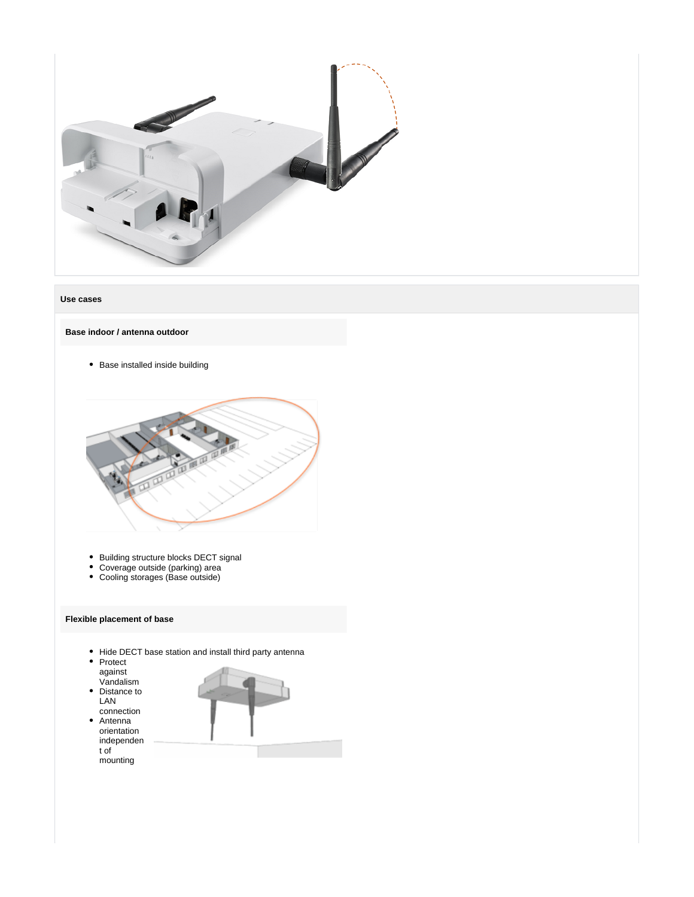## Use cases

### Base indoor / antenna outdoor

- Base installed inside building

- Building structure blocks DECT signal
- Coverage outside (parking) area
- Cooling storages (Base outside)

### Flexible placement of base

- Hide DECT base station and install third party antenna
- Protect against Vandalism
- Distance to LAN connection
- Antenna orientation independent of mounting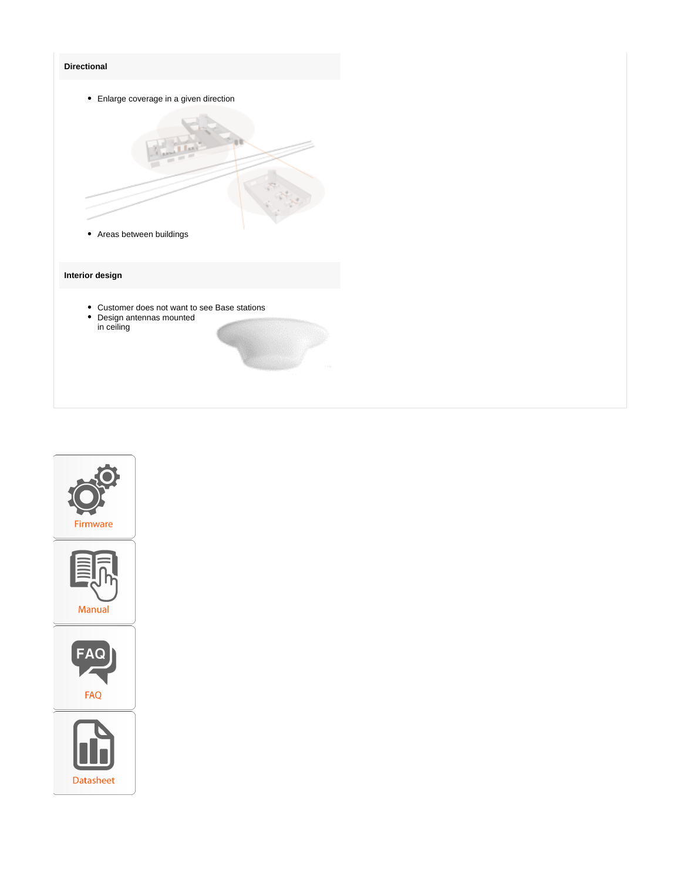### Directional

- Enlarge coverage in a given direction
- Areas between buildings

### Interior design

- Customer does not want to see Base stations
- Design antennas mounted in ceiling

Firmware

Manual

FAQ

Datasheet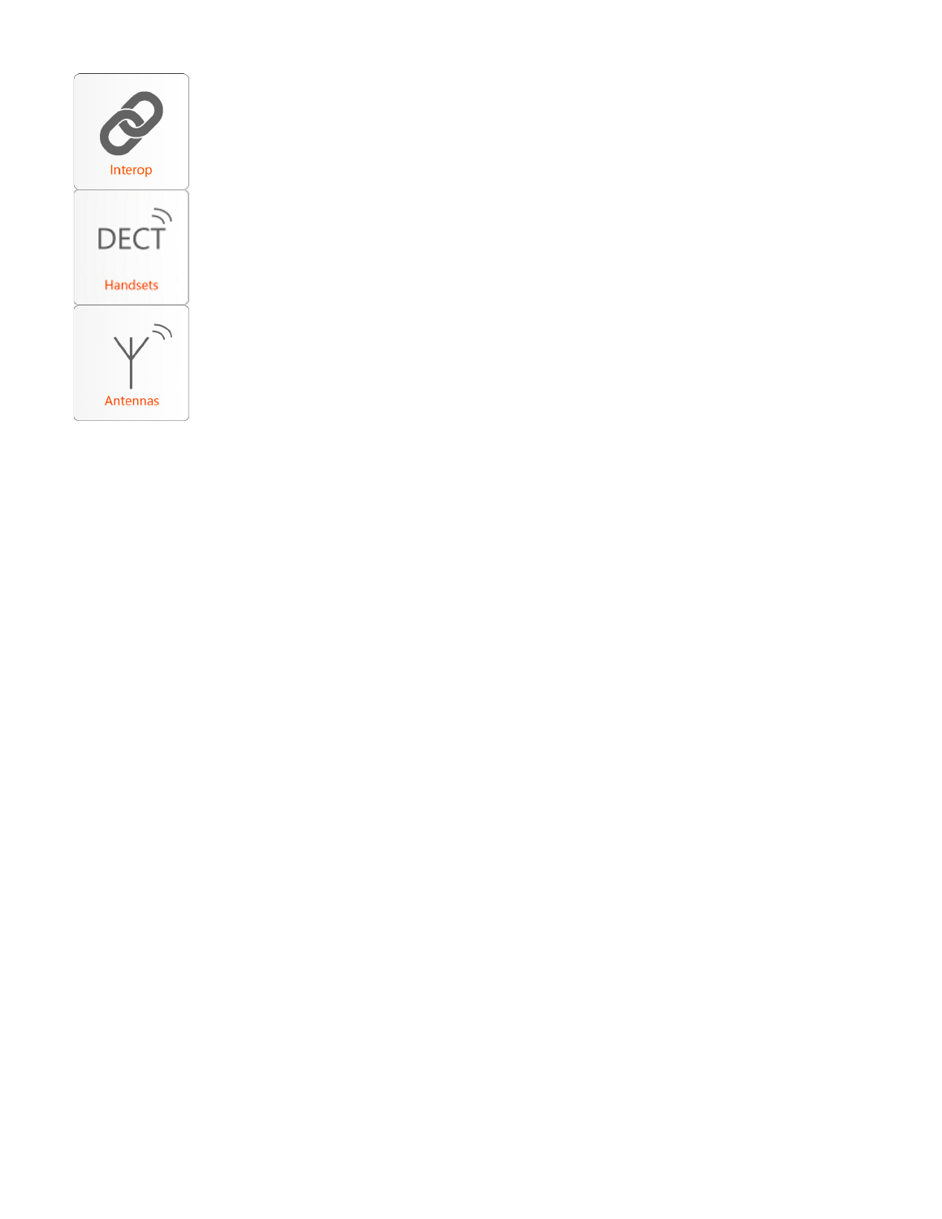Interop

DECT

Handsets

Antennas